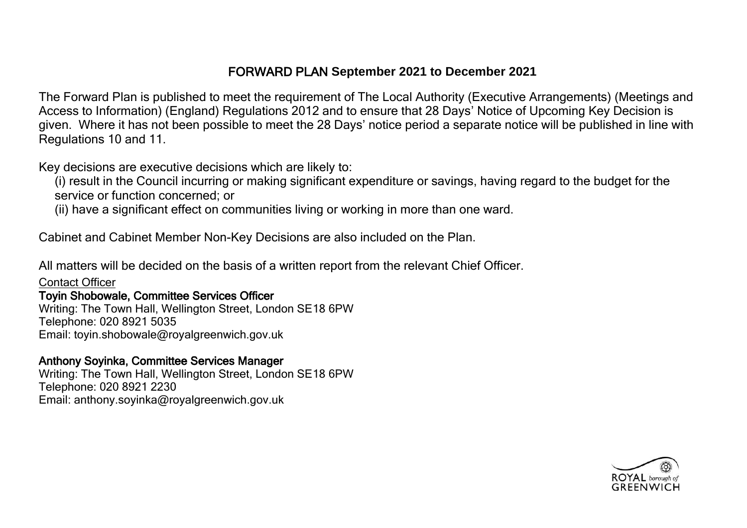# FORWARD PLAN September 2021 to December 2021

The Forward Plan is published to meet the requirement of The Local Authority (Executive Arrangements) (Meetings and Access to Information) (England) Regulations 2012 and to ensure that 28 Days' Notice of Upcoming Key Decision is given. Where it has not been possible to meet the 28 Days' notice period a separate notice will be published in line with Regulations 10 and 11.

Key decisions are executive decisions which are likely to:

(i) result in the Council incurring or making significant expenditure or savings, having regard to the budget for the service or function concerned; or

(ii) have a significant effect on communities living or working in more than one ward.

Cabinet and Cabinet Member Non-Key Decisions are also included on the Plan.

All matters will be decided on the basis of a written report from the relevant Chief Officer.

Contact Officer

**Toyin Shobowale, Committee Services Officer**
Writing: The Town Hall, Wellington Street, London SE18 6PW
Telephone: 020 8921 5035
Email: toyin.shobowale@royalgreenwich.gov.uk

**Anthony Soyinka, Committee Services Manager**
Writing: The Town Hall, Wellington Street, London SE18 6PW
Telephone: 020 8921 2230
Email: anthony.soyinka@royalgreenwich.gov.uk

ROYAL borough of GREENWICH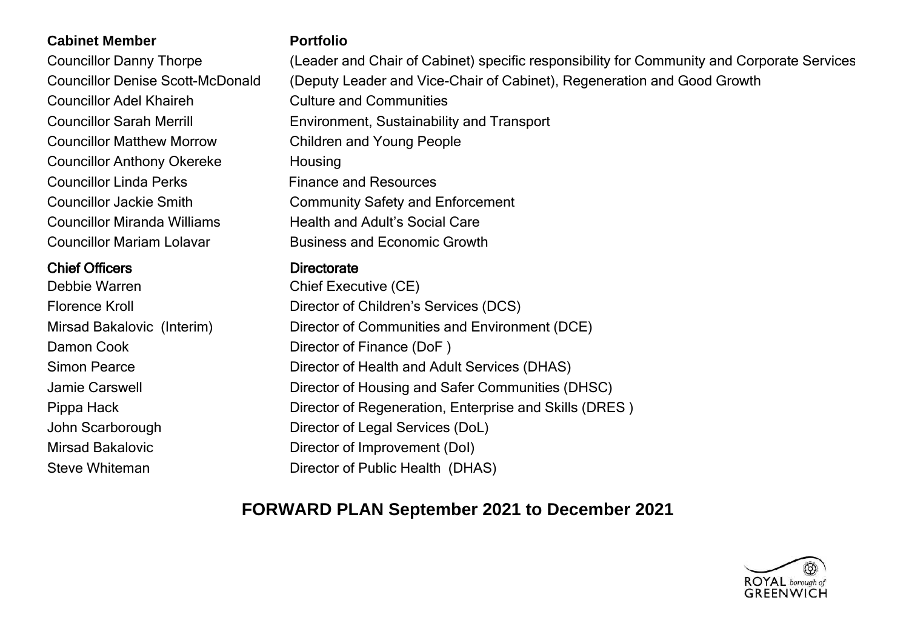| **Cabinet Member** | **Portfolio** |
| --- | --- |
| Councillor Danny Thorpe | (Leader and Chair of Cabinet) specific responsibility for Community and Corporate Services |
| Councillor Denise Scott-McDonald | (Deputy Leader and Vice-Chair of Cabinet), Regeneration and Good Growth |
| Councillor Adel Khaireh | Culture and Communities |
| Councillor Sarah Merrill | Environment, Sustainability and Transport |
| Councillor Matthew Morrow | Children and Young People |
| Councillor Anthony Okereke | Housing |
| Councillor Linda Perks | Finance and Resources |
| Councillor Jackie Smith | Community Safety and Enforcement |
| Councillor Miranda Williams | Health and Adult's Social Care |
| Councillor Mariam Lolavar | Business and Economic Growth |

| **Chief Officers** | **Directorate** |
| --- | --- |
| Debbie Warren | Chief Executive (CE) |
| Florence Kroll | Director of Children's Services (DCS) |
| Mirsad Bakalovic (Interim) | Director of Communities and Environment (DCE) |
| Damon Cook | Director of Finance (DoF ) |
| Simon Pearce | Director of Health and Adult Services (DHAS) |
| Jamie Carswell | Director of Housing and Safer Communities (DHSC) |
| Pippa Hack | Director of Regeneration, Enterprise and Skills (DRES ) |
| John Scarborough | Director of Legal Services (DoL) |
| Mirsad Bakalovic | Director of Improvement (DoI) |
| Steve Whiteman | Director of Public Health (DHAS) |

# FORWARD PLAN September 2021 to December 2021

ROYAL borough of GREENWICH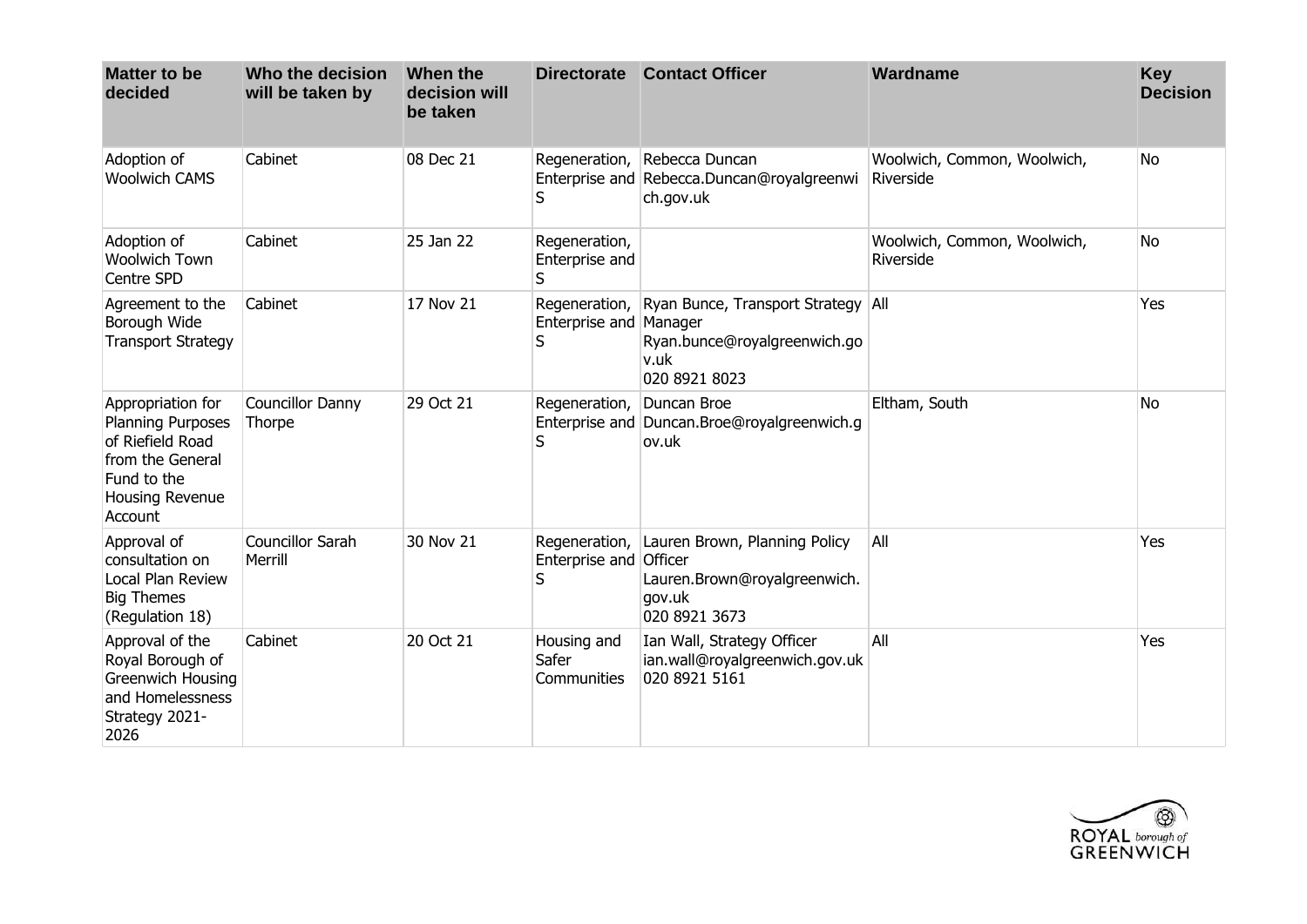| Matter to be decided | Who the decision will be taken by | When the decision will be taken | Directorate | Contact Officer | Wardname | Key Decision |
|---|---|---|---|---|---|---|
| Adoption of Woolwich CAMS | Cabinet | 08 Dec 21 | Regeneration, Enterprise and S | Rebecca Duncan Rebecca.Duncan@royalgreenwich.gov.uk | Woolwich, Common, Woolwich, Riverside | No |
| Adoption of Woolwich Town Centre SPD | Cabinet | 25 Jan 22 | Regeneration, Enterprise and S | | Woolwich, Common, Woolwich, Riverside | No |
| Agreement to the Borough Wide Transport Strategy | Cabinet | 17 Nov 21 | Regeneration, Enterprise and S | Ryan Bunce, Transport Strategy Manager Ryan.bunce@royalgreenwich.gov.uk 020 8921 8023 | All | Yes |
| Appropriation for Planning Purposes of Riefield Road from the General Fund to the Housing Revenue Account | Councillor Danny Thorpe | 29 Oct 21 | Regeneration, Enterprise and S | Duncan Broe Duncan.Broe@royalgreenwich.gov.uk | Eltham, South | No |
| Approval of consultation on Local Plan Review Big Themes (Regulation 18) | Councillor Sarah Merrill | 30 Nov 21 | Regeneration, Enterprise and S | Lauren Brown, Planning Policy Officer Lauren.Brown@royalgreenwich.gov.uk 020 8921 3673 | All | Yes |
| Approval of the Royal Borough of Greenwich Housing and Homelessness Strategy 2021-2026 | Cabinet | 20 Oct 21 | Housing and Safer Communities | Ian Wall, Strategy Officer ian.wall@royalgreenwich.gov.uk 020 8921 5161 | All | Yes |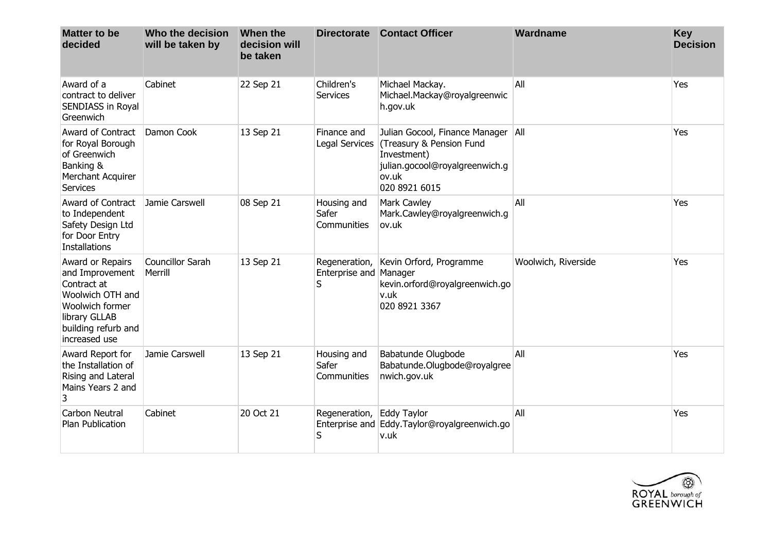| Matter to be decided | Who the decision will be taken by | When the decision will be taken | Directorate | Contact Officer | Wardname | Key Decision |
|---|---|---|---|---|---|---|
| Award of a contract to deliver SENDIASS in Royal Greenwich | Cabinet | 22 Sep 21 | Children's Services | Michael Mackay. Michael.Mackay@royalgreenwich.gov.uk | All | Yes |
| Award of Contract for Royal Borough of Greenwich Banking & Merchant Acquirer Services | Damon Cook | 13 Sep 21 | Finance and Legal Services | Julian Gocool, Finance Manager (Treasury & Pension Fund Investment) julian.gocool@royalgreenwich.gov.uk 020 8921 6015 | All | Yes |
| Award of Contract to Independent Safety Design Ltd for Door Entry Installations | Jamie Carswell | 08 Sep 21 | Housing and Safer Communities | Mark Cawley Mark.Cawley@royalgreenwich.gov.uk | All | Yes |
| Award or Repairs and Improvement Contract at Woolwich OTH and Woolwich former library GLLAB building refurb and increased use | Councillor Sarah Merrill | 13 Sep 21 | Regeneration, Enterprise and S | Kevin Orford, Programme Manager kevin.orford@royalgreenwich.gov.uk 020 8921 3367 | Woolwich, Riverside | Yes |
| Award Report for the Installation of Rising and Lateral Mains Years 2 and 3 | Jamie Carswell | 13 Sep 21 | Housing and Safer Communities | Babatunde Olugbode Babatunde.Olugbode@royalgreenwich.gov.uk | All | Yes |
| Carbon Neutral Plan Publication | Cabinet | 20 Oct 21 | Regeneration, Enterprise and S | Eddy Taylor Eddy.Taylor@royalgreenwich.gov.uk | All | Yes |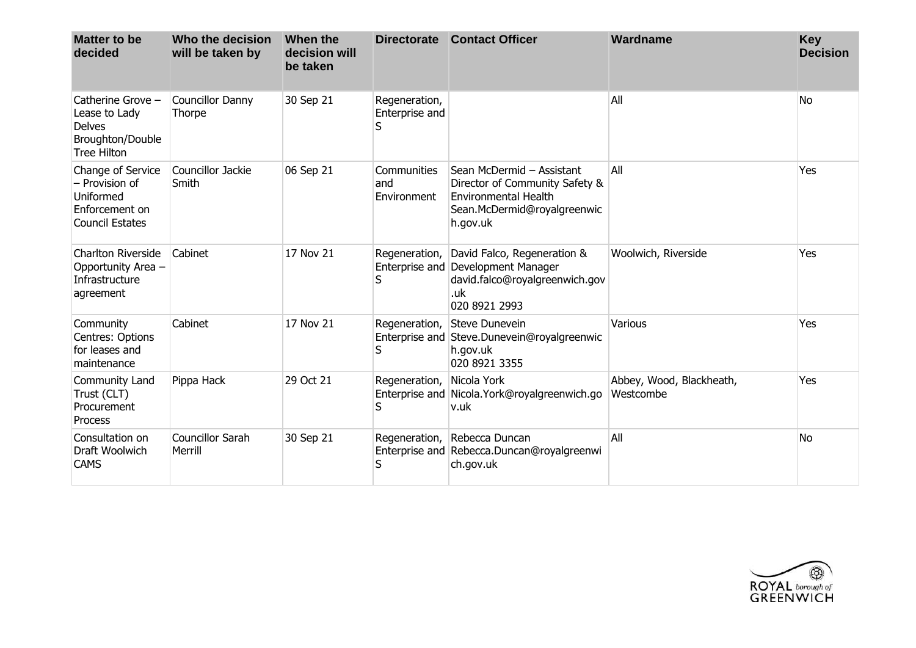| Matter to be decided | Who the decision will be taken by | When the decision will be taken | Directorate | Contact Officer | Wardname | Key Decision |
|---|---|---|---|---|---|---|
| Catherine Grove – Lease to Lady Delves Broughton/Double Tree Hilton | Councillor Danny Thorpe | 30 Sep 21 | Regeneration, Enterprise and S | | All | No |
| Change of Service – Provision of Uniformed Enforcement on Council Estates | Councillor Jackie Smith | 06 Sep 21 | Communities and Environment | Sean McDermid – Assistant Director of Community Safety & Environmental Health Sean.McDermid@royalgreenwich.gov.uk | All | Yes |
| Charlton Riverside Opportunity Area – Infrastructure agreement | Cabinet | 17 Nov 21 | Regeneration, Enterprise and S | David Falco, Regeneration & Development Manager david.falco@royalgreenwich.gov.uk 020 8921 2993 | Woolwich, Riverside | Yes |
| Community Centres: Options for leases and maintenance | Cabinet | 17 Nov 21 | Regeneration, Enterprise and S | Steve Dunevein Steve.Dunevein@royalgreenwich.gov.uk 020 8921 3355 | Various | Yes |
| Community Land Trust (CLT) Procurement Process | Pippa Hack | 29 Oct 21 | Regeneration, Enterprise and S | Nicola York Nicola.York@royalgreenwich.gov.uk | Abbey, Wood, Blackheath, Westcombe | Yes |
| Consultation on Draft Woolwich CAMS | Councillor Sarah Merrill | 30 Sep 21 | Regeneration, Enterprise and S | Rebecca Duncan Rebecca.Duncan@royalgreenwich.gov.uk | All | No |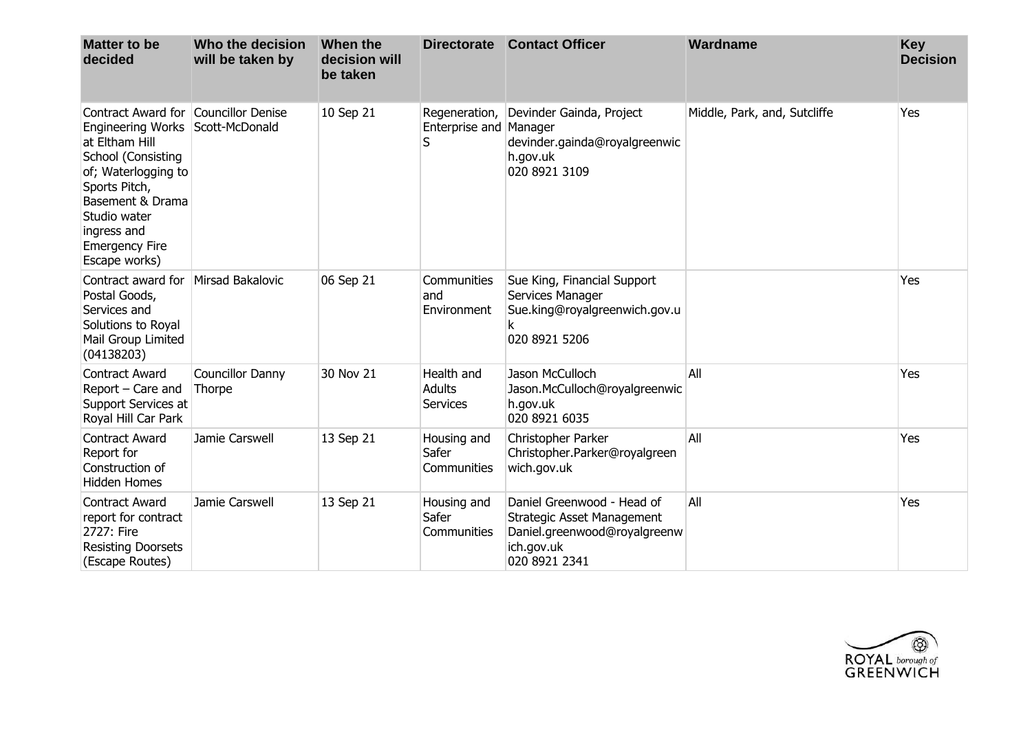| Matter to be decided | Who the decision will be taken by | When the decision will be taken | Directorate | Contact Officer | Wardname | Key Decision |
|---|---|---|---|---|---|---|
| Contract Award for Engineering Works at Eltham Hill School (Consisting of; Waterlogging to Sports Pitch, Basement & Drama Studio water ingress and Emergency Fire Escape works) | Councillor Denise Scott-McDonald | 10 Sep 21 | Regeneration, Enterprise and S | Devinder Gainda, Project Manager devinder.gainda@royalgreenwich.gov.uk 020 8921 3109 | Middle, Park, and, Sutcliffe | Yes |
| Contract award for Postal Goods, Services and Solutions to Royal Mail Group Limited (04138203) | Mirsad Bakalovic | 06 Sep 21 | Communities and Environment | Sue King, Financial Support Services Manager Sue.king@royalgreenwich.gov.uk 020 8921 5206 | | Yes |
| Contract Award Report – Care and Support Services at Royal Hill Car Park | Councillor Danny Thorpe | 30 Nov 21 | Health and Adults Services | Jason McCulloch Jason.McCulloch@royalgreenwich.gov.uk 020 8921 6035 | All | Yes |
| Contract Award Report for Construction of Hidden Homes | Jamie Carswell | 13 Sep 21 | Housing and Safer Communities | Christopher Parker Christopher.Parker@royalgreenwich.gov.uk | All | Yes |
| Contract Award report for contract 2727: Fire Resisting Doorsets (Escape Routes) | Jamie Carswell | 13 Sep 21 | Housing and Safer Communities | Daniel Greenwood - Head of Strategic Asset Management Daniel.greenwood@royalgreenwich.gov.uk 020 8921 2341 | All | Yes |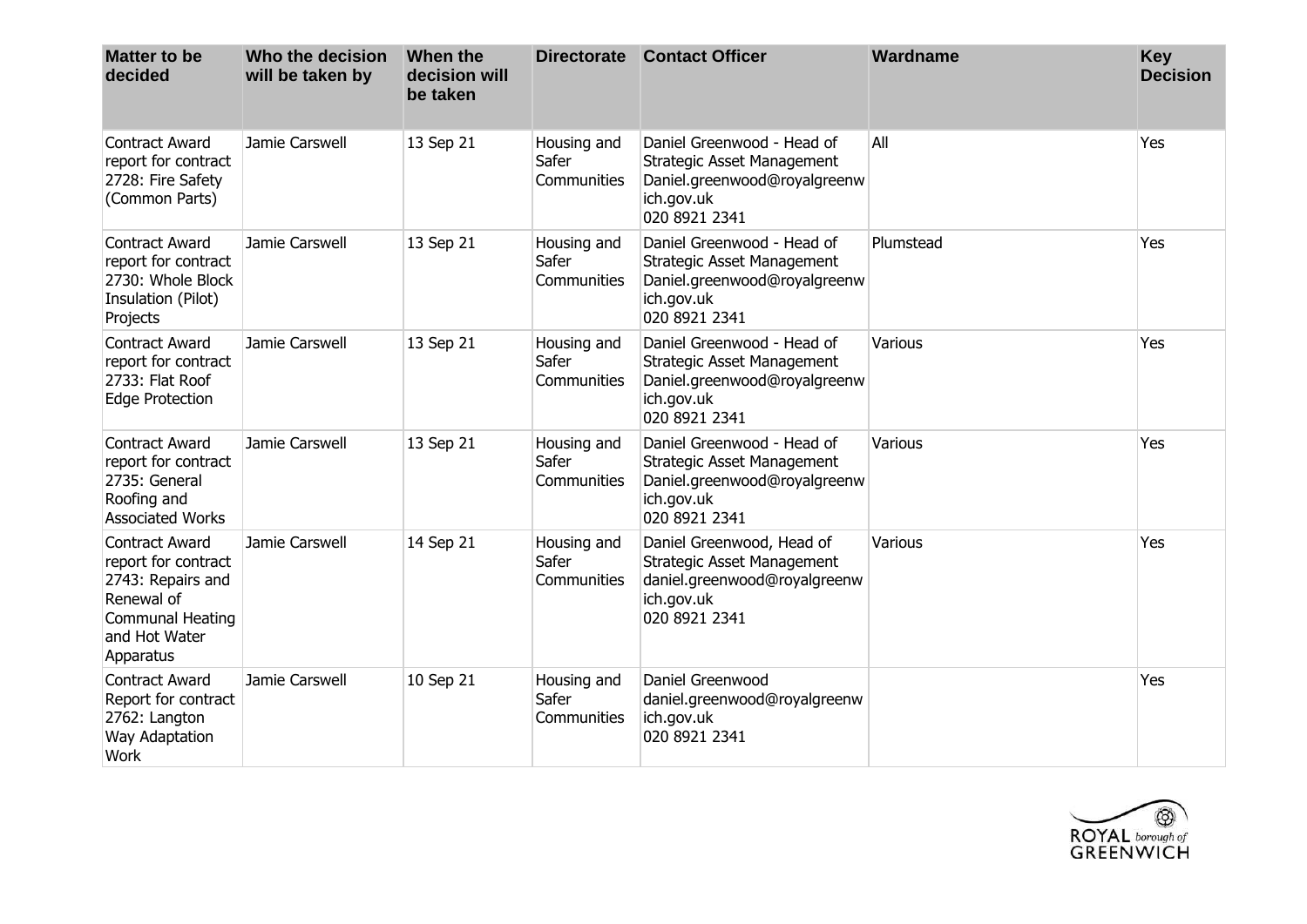| Matter to be decided | Who the decision will be taken by | When the decision will be taken | Directorate | Contact Officer | Wardname | Key Decision |
|---|---|---|---|---|---|---|
| Contract Award report for contract 2728: Fire Safety (Common Parts) | Jamie Carswell | 13 Sep 21 | Housing and Safer Communities | Daniel Greenwood - Head of Strategic Asset Management Daniel.greenwood@royalgreenwich.gov.uk 020 8921 2341 | All | Yes |
| Contract Award report for contract 2730: Whole Block Insulation (Pilot) Projects | Jamie Carswell | 13 Sep 21 | Housing and Safer Communities | Daniel Greenwood - Head of Strategic Asset Management Daniel.greenwood@royalgreenwich.gov.uk 020 8921 2341 | Plumstead | Yes |
| Contract Award report for contract 2733: Flat Roof Edge Protection | Jamie Carswell | 13 Sep 21 | Housing and Safer Communities | Daniel Greenwood - Head of Strategic Asset Management Daniel.greenwood@royalgreenwich.gov.uk 020 8921 2341 | Various | Yes |
| Contract Award report for contract 2735: General Roofing and Associated Works | Jamie Carswell | 13 Sep 21 | Housing and Safer Communities | Daniel Greenwood - Head of Strategic Asset Management Daniel.greenwood@royalgreenwich.gov.uk 020 8921 2341 | Various | Yes |
| Contract Award report for contract 2743: Repairs and Renewal of Communal Heating and Hot Water Apparatus | Jamie Carswell | 14 Sep 21 | Housing and Safer Communities | Daniel Greenwood, Head of Strategic Asset Management daniel.greenwood@royalgreenwich.gov.uk 020 8921 2341 | Various | Yes |
| Contract Award Report for contract 2762: Langton Way Adaptation Work | Jamie Carswell | 10 Sep 21 | Housing and Safer Communities | Daniel Greenwood daniel.greenwood@royalgreenwich.gov.uk 020 8921 2341 | | Yes |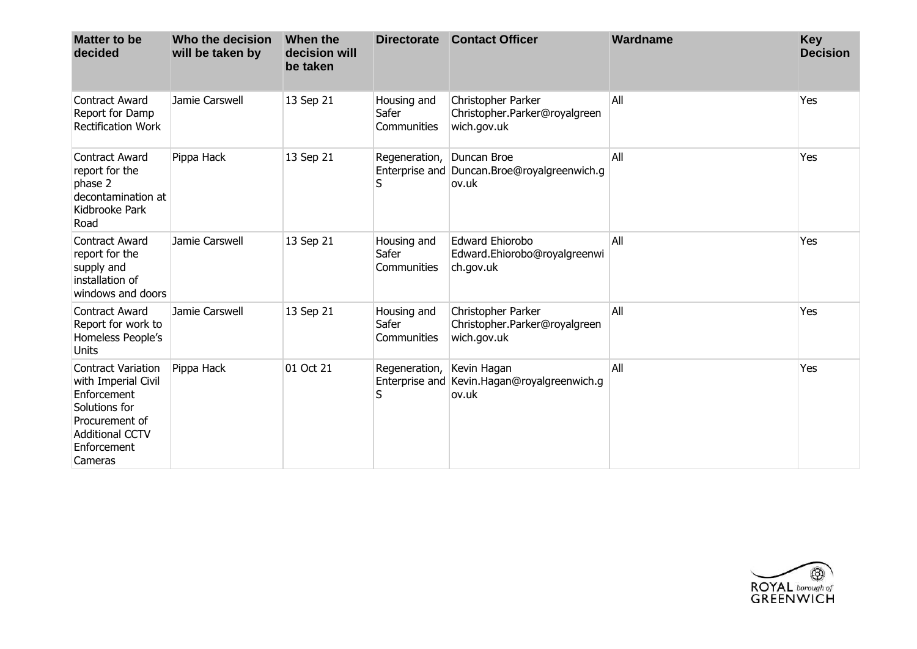| Matter to be decided | Who the decision will be taken by | When the decision will be taken | Directorate | Contact Officer | Wardname | Key Decision |
|---|---|---|---|---|---|---|
| Contract Award Report for Damp Rectification Work | Jamie Carswell | 13 Sep 21 | Housing and Safer Communities | Christopher Parker Christopher.Parker@royalgreenwich.gov.uk | All | Yes |
| Contract Award report for the phase 2 decontamination at Kidbrooke Park Road | Pippa Hack | 13 Sep 21 | Regeneration, Enterprise and S | Duncan Broe Duncan.Broe@royalgreenwich.gov.uk | All | Yes |
| Contract Award report for the supply and installation of windows and doors | Jamie Carswell | 13 Sep 21 | Housing and Safer Communities | Edward Ehiorobo Edward.Ehiorobo@royalgreenwich.gov.uk | All | Yes |
| Contract Award Report for work to Homeless People's Units | Jamie Carswell | 13 Sep 21 | Housing and Safer Communities | Christopher Parker Christopher.Parker@royalgreenwich.gov.uk | All | Yes |
| Contract Variation with Imperial Civil Enforcement Solutions for Procurement of Additional CCTV Enforcement Cameras | Pippa Hack | 01 Oct 21 | Regeneration, Enterprise and S | Kevin Hagan Kevin.Hagan@royalgreenwich.gov.uk | All | Yes |

ROYAL borough of GREENWICH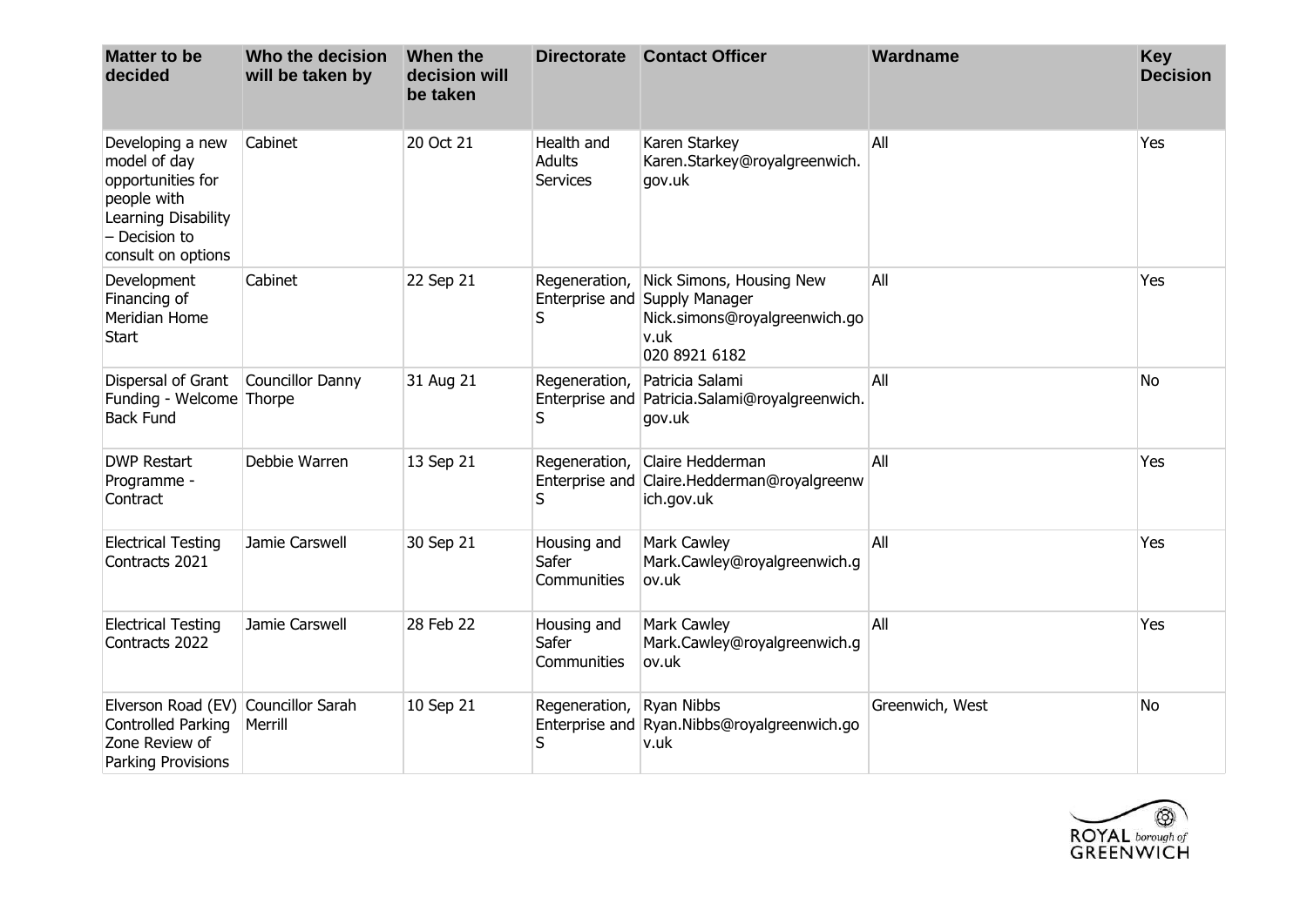| Matter to be decided | Who the decision will be taken by | When the decision will be taken | Directorate | Contact Officer | Wardname | Key Decision |
|---|---|---|---|---|---|---|
| Developing a new model of day opportunities for people with Learning Disability – Decision to consult on options | Cabinet | 20 Oct 21 | Health and Adults Services | Karen Starkey Karen.Starkey@royalgreenwich.gov.uk | All | Yes |
| Development Financing of Meridian Home Start | Cabinet | 22 Sep 21 | Regeneration, Enterprise and S | Nick Simons, Housing New Supply Manager Nick.simons@royalgreenwich.gov.uk 020 8921 6182 | All | Yes |
| Dispersal of Grant Funding - Welcome Back Fund | Councillor Danny Thorpe | 31 Aug 21 | Regeneration, Enterprise and S | Patricia Salami Patricia.Salami@royalgreenwich.gov.uk | All | No |
| DWP Restart Programme - Contract | Debbie Warren | 13 Sep 21 | Regeneration, Enterprise and S | Claire Hedderman Claire.Hedderman@royalgreenwich.gov.uk | All | Yes |
| Electrical Testing Contracts 2021 | Jamie Carswell | 30 Sep 21 | Housing and Safer Communities | Mark Cawley Mark.Cawley@royalgreenwich.gov.uk | All | Yes |
| Electrical Testing Contracts 2022 | Jamie Carswell | 28 Feb 22 | Housing and Safer Communities | Mark Cawley Mark.Cawley@royalgreenwich.gov.uk | All | Yes |
| Elverson Road (EV) Controlled Parking Zone Review of Parking Provisions | Councillor Sarah Merrill | 10 Sep 21 | Regeneration, Enterprise and S | Ryan Nibbs Ryan.Nibbs@royalgreenwich.gov.uk | Greenwich, West | No |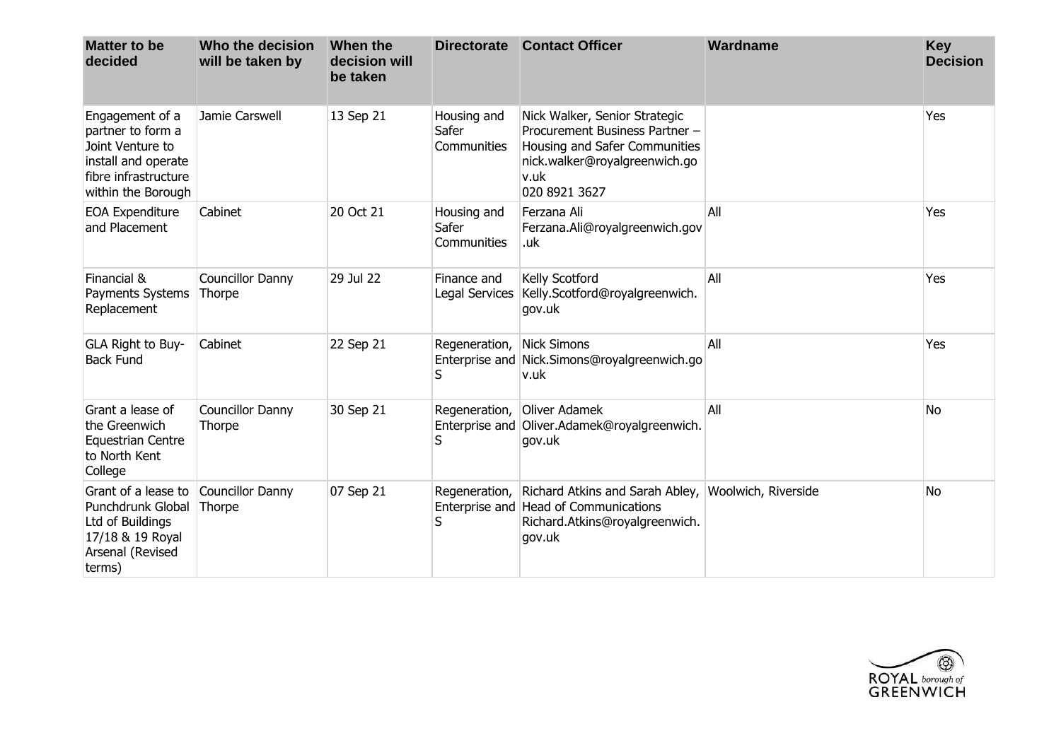| Matter to be decided | Who the decision will be taken by | When the decision will be taken | Directorate | Contact Officer | Wardname | Key Decision |
|---|---|---|---|---|---|---|
| Engagement of a partner to form a Joint Venture to install and operate fibre infrastructure within the Borough | Jamie Carswell | 13 Sep 21 | Housing and Safer Communities | Nick Walker, Senior Strategic Procurement Business Partner – Housing and Safer Communities nick.walker@royalgreenwich.gov.uk 020 8921 3627 | | Yes |
| EOA Expenditure and Placement | Cabinet | 20 Oct 21 | Housing and Safer Communities | Ferzana Ali Ferzana.Ali@royalgreenwich.gov.uk | All | Yes |
| Financial & Payments Systems Replacement | Councillor Danny Thorpe | 29 Jul 22 | Finance and Legal Services | Kelly Scotford Kelly.Scotford@royalgreenwich.gov.uk | All | Yes |
| GLA Right to Buy-Back Fund | Cabinet | 22 Sep 21 | Regeneration, Enterprise and S | Nick Simons Nick.Simons@royalgreenwich.gov.uk | All | Yes |
| Grant a lease of the Greenwich Equestrian Centre to North Kent College | Councillor Danny Thorpe | 30 Sep 21 | Regeneration, Enterprise and S | Oliver Adamek Oliver.Adamek@royalgreenwich.gov.uk | All | No |
| Grant of a lease to Punchdrunk Global Ltd of Buildings 17/18 & 19 Royal Arsenal (Revised terms) | Councillor Danny Thorpe | 07 Sep 21 | Regeneration, Enterprise and S | Richard Atkins and Sarah Abley, Head of Communications Richard.Atkins@royalgreenwich.gov.uk | Woolwich, Riverside | No |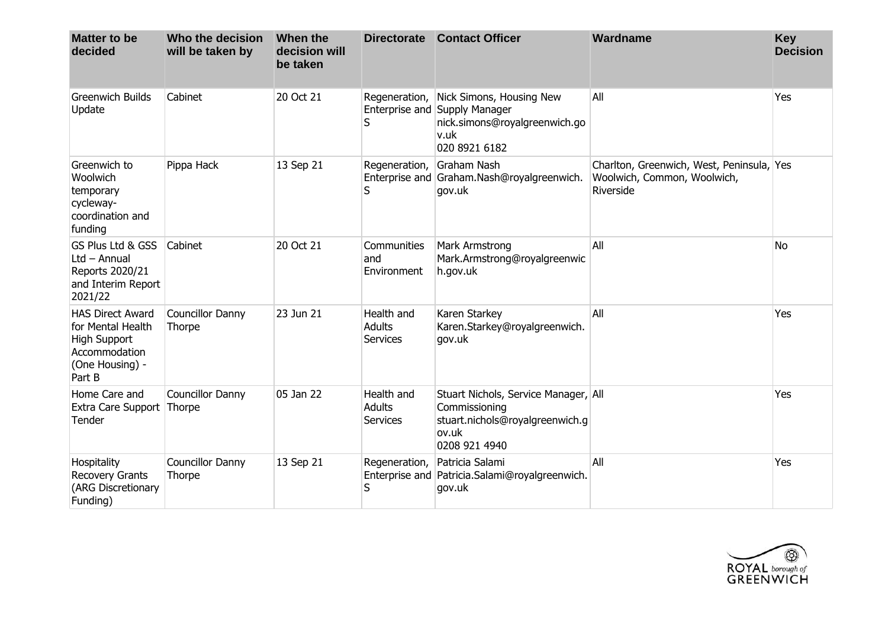| Matter to be decided | Who the decision will be taken by | When the decision will be taken | Directorate | Contact Officer | Wardname | Key Decision |
|---|---|---|---|---|---|---|
| Greenwich Builds Update | Cabinet | 20 Oct 21 | Regeneration, Enterprise and S | Nick Simons, Housing New Supply Manager nick.simons@royalgreenwich.gov.uk 020 8921 6182 | All | Yes |
| Greenwich to Woolwich temporary cycleway-coordination and funding | Pippa Hack | 13 Sep 21 | Regeneration, Enterprise and S | Graham Nash Graham.Nash@royalgreenwich.gov.uk | Charlton, Greenwich, West, Peninsula, Woolwich, Common, Woolwich, Riverside | Yes |
| GS Plus Ltd & GSS Ltd – Annual Reports 2020/21 and Interim Report 2021/22 | Cabinet | 20 Oct 21 | Communities and Environment | Mark Armstrong Mark.Armstrong@royalgreenwich.gov.uk | All | No |
| HAS Direct Award for Mental Health High Support Accommodation (One Housing) - Part B | Councillor Danny Thorpe | 23 Jun 21 | Health and Adults Services | Karen Starkey Karen.Starkey@royalgreenwich.gov.uk | All | Yes |
| Home Care and Extra Care Support Tender | Councillor Danny Thorpe | 05 Jan 22 | Health and Adults Services | Stuart Nichols, Service Manager, Commissioning stuart.nichols@royalgreenwich.gov.uk 0208 921 4940 | All | Yes |
| Hospitality Recovery Grants (ARG Discretionary Funding) | Councillor Danny Thorpe | 13 Sep 21 | Regeneration, Enterprise and S | Patricia Salami Patricia.Salami@royalgreenwich.gov.uk | All | Yes |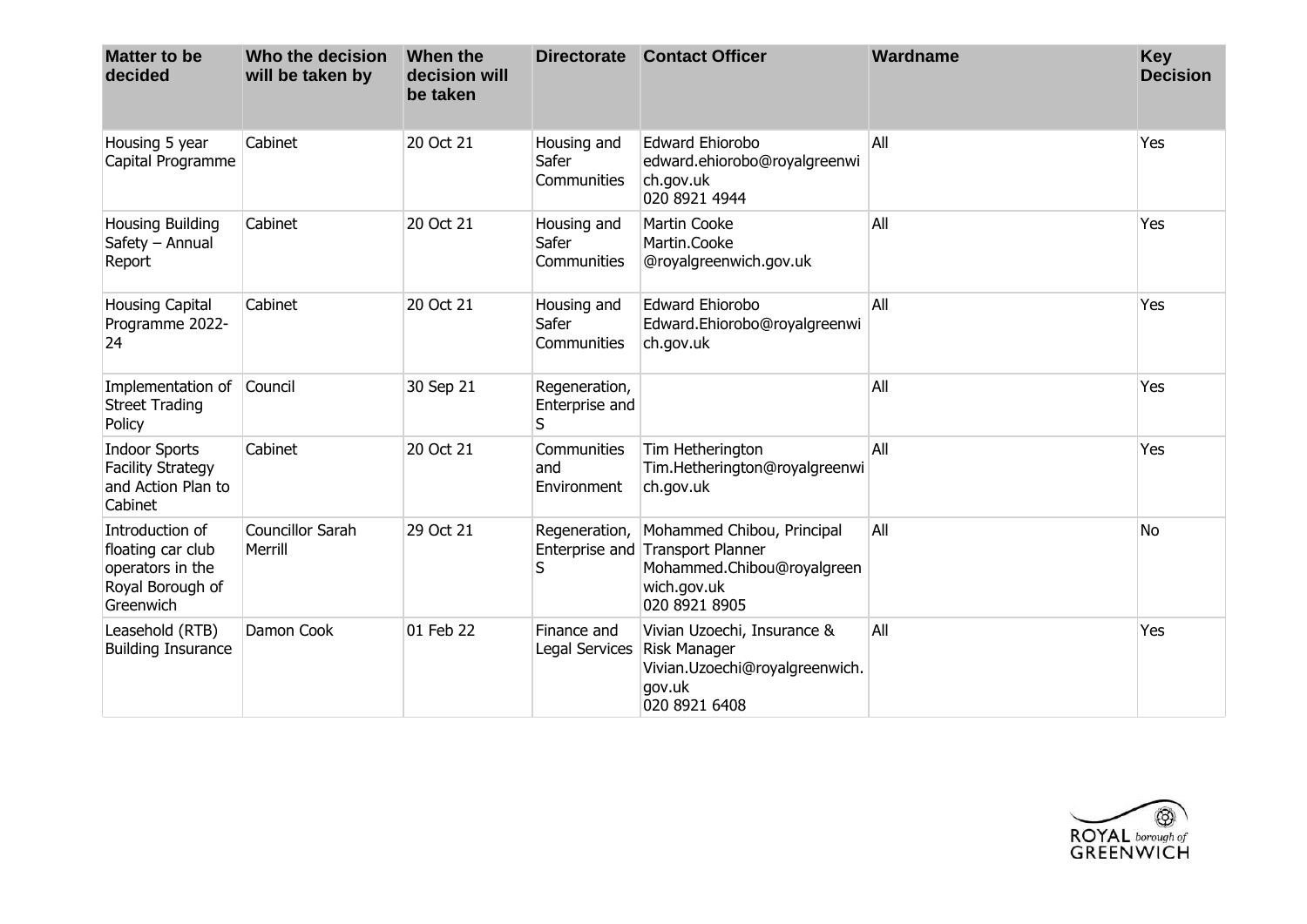| Matter to be decided | Who the decision will be taken by | When the decision will be taken | Directorate | Contact Officer | Wardname | Key Decision |
| --- | --- | --- | --- | --- | --- | --- |
| Housing 5 year Capital Programme | Cabinet | 20 Oct 21 | Housing and Safer Communities | Edward Ehiorobo edward.ehiorobo@royalgreenwich.gov.uk 020 8921 4944 | All | Yes |
| Housing Building Safety – Annual Report | Cabinet | 20 Oct 21 | Housing and Safer Communities | Martin Cooke Martin.Cooke @royalgreenwich.gov.uk | All | Yes |
| Housing Capital Programme 2022-24 | Cabinet | 20 Oct 21 | Housing and Safer Communities | Edward Ehiorobo Edward.Ehiorobo@royalgreenwich.gov.uk | All | Yes |
| Implementation of Street Trading Policy | Council | 30 Sep 21 | Regeneration, Enterprise and S | | All | Yes |
| Indoor Sports Facility Strategy and Action Plan to Cabinet | Cabinet | 20 Oct 21 | Communities and Environment | Tim Hetherington Tim.Hetherington@royalgreenwich.gov.uk | All | Yes |
| Introduction of floating car club operators in the Royal Borough of Greenwich | Councillor Sarah Merrill | 29 Oct 21 | Regeneration, Enterprise and S | Mohammed Chibou, Principal Transport Planner Mohammed.Chibou@royalgreenwich.gov.uk 020 8921 8905 | All | No |
| Leasehold (RTB) Building Insurance | Damon Cook | 01 Feb 22 | Finance and Legal Services | Vivian Uzoechi, Insurance & Risk Manager Vivian.Uzoechi@royalgreenwich.gov.uk 020 8921 6408 | All | Yes |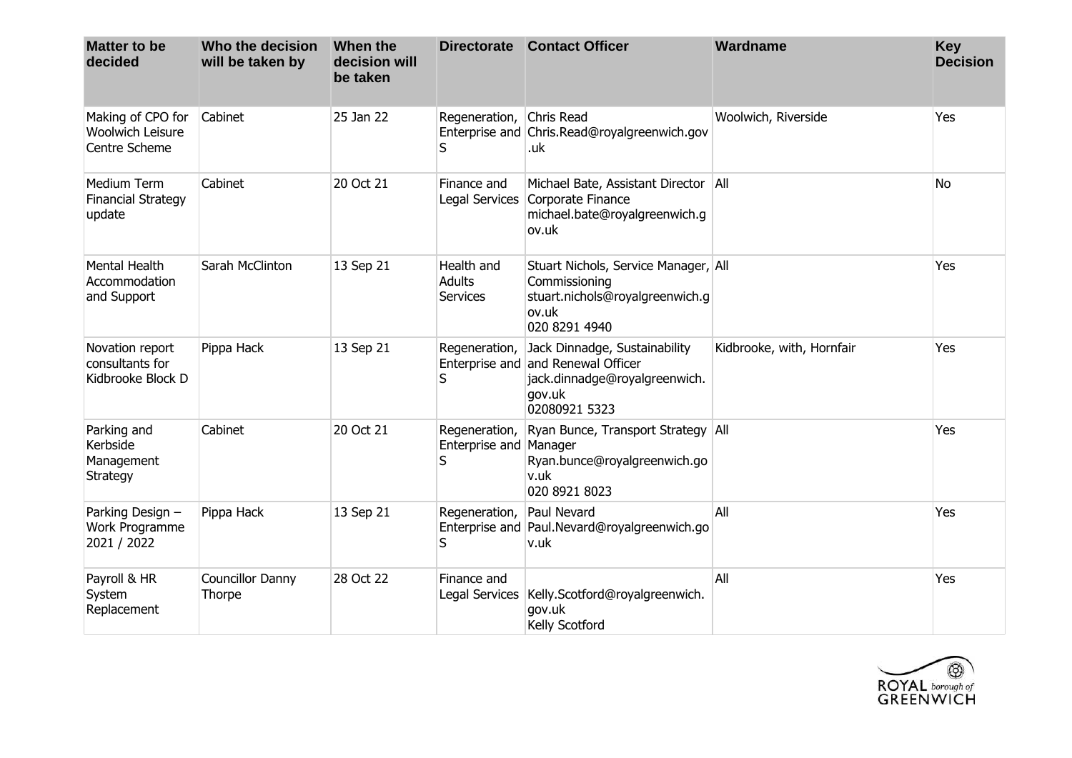| Matter to be decided | Who the decision will be taken by | When the decision will be taken | Directorate | Contact Officer | Wardname | Key Decision |
|---|---|---|---|---|---|---|
| Making of CPO for Woolwich Leisure Centre Scheme | Cabinet | 25 Jan 22 | Regeneration, Enterprise and S | Chris Read Chris.Read@royalgreenwich.gov.uk | Woolwich, Riverside | Yes |
| Medium Term Financial Strategy update | Cabinet | 20 Oct 21 | Finance and Legal Services | Michael Bate, Assistant Director Corporate Finance michael.bate@royalgreenwich.gov.uk | All | No |
| Mental Health Accommodation and Support | Sarah McClinton | 13 Sep 21 | Health and Adults Services | Stuart Nichols, Service Manager, Commissioning stuart.nichols@royalgreenwich.gov.uk 020 8291 4940 | All | Yes |
| Novation report consultants for Kidbrooke Block D | Pippa Hack | 13 Sep 21 | Regeneration, Enterprise and S | Jack Dinnadge, Sustainability and Renewal Officer jack.dinnadge@royalgreenwich.gov.uk 02080921 5323 | Kidbrooke, with, Hornfair | Yes |
| Parking and Kerbside Management Strategy | Cabinet | 20 Oct 21 | Regeneration, Enterprise and S | Ryan Bunce, Transport Strategy Manager Ryan.bunce@royalgreenwich.gov.uk 020 8921 8023 | All | Yes |
| Parking Design – Work Programme 2021 / 2022 | Pippa Hack | 13 Sep 21 | Regeneration, Enterprise and S | Paul Nevard Paul.Nevard@royalgreenwich.gov.uk | All | Yes |
| Payroll & HR System Replacement | Councillor Danny Thorpe | 28 Oct 22 | Finance and Legal Services | Kelly.Scotford@royalgreenwich.gov.uk Kelly Scotford | All | Yes |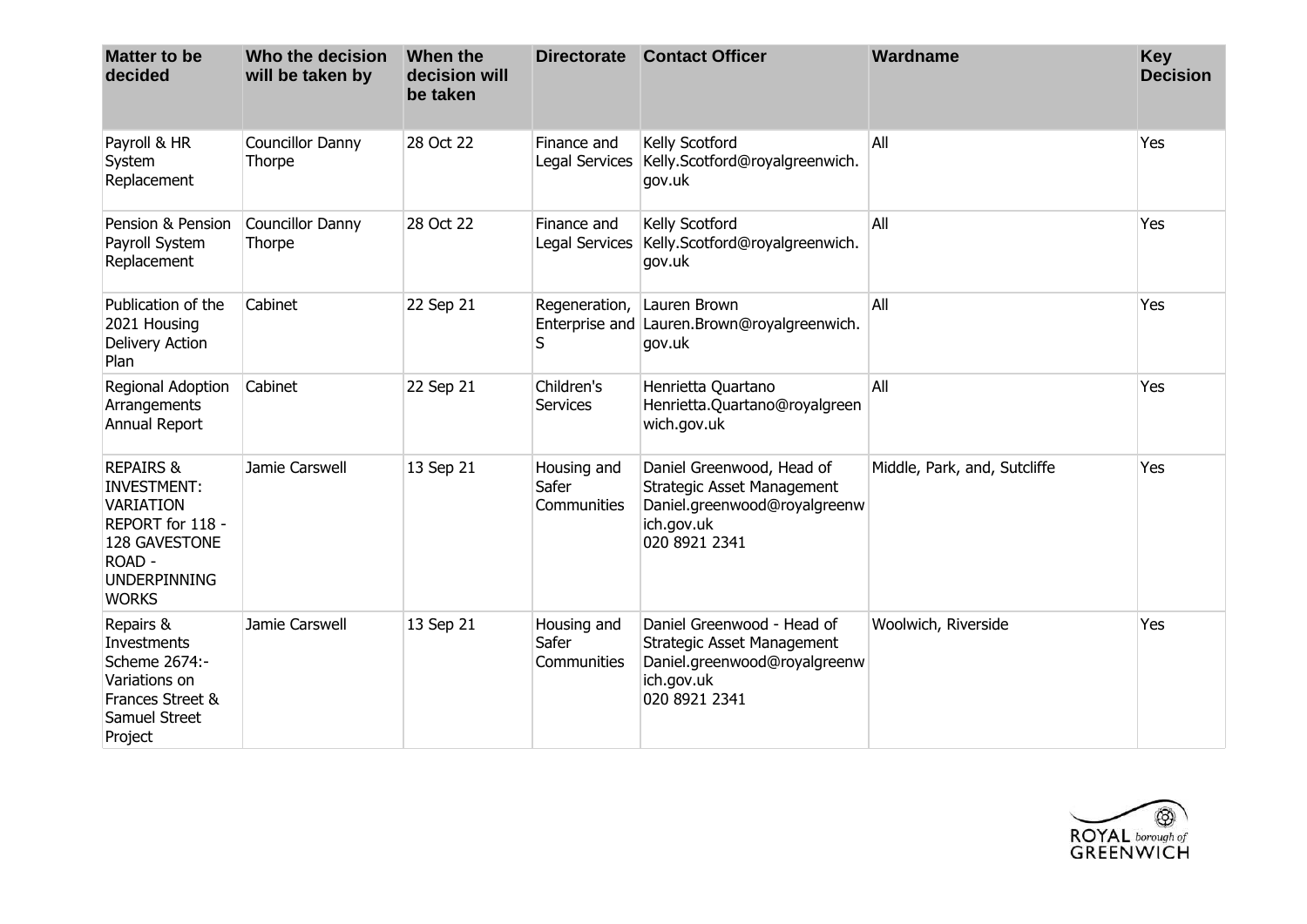| Matter to be decided | Who the decision will be taken by | When the decision will be taken | Directorate | Contact Officer | Wardname | Key Decision |
|---|---|---|---|---|---|---|
| Payroll & HR System Replacement | Councillor Danny Thorpe | 28 Oct 22 | Finance and Legal Services | Kelly Scotford Kelly.Scotford@royalgreenwich.gov.uk | All | Yes |
| Pension & Pension Payroll System Replacement | Councillor Danny Thorpe | 28 Oct 22 | Finance and Legal Services | Kelly Scotford Kelly.Scotford@royalgreenwich.gov.uk | All | Yes |
| Publication of the 2021 Housing Delivery Action Plan | Cabinet | 22 Sep 21 | Regeneration, Enterprise and S | Lauren Brown Lauren.Brown@royalgreenwich.gov.uk | All | Yes |
| Regional Adoption Arrangements Annual Report | Cabinet | 22 Sep 21 | Children's Services | Henrietta Quartano Henrietta.Quartano@royalgreenwich.gov.uk | All | Yes |
| REPAIRS & INVESTMENT: VARIATION REPORT for 118 - 128 GAVESTONE ROAD - UNDERPINNING WORKS | Jamie Carswell | 13 Sep 21 | Housing and Safer Communities | Daniel Greenwood, Head of Strategic Asset Management Daniel.greenwood@royalgreenwich.gov.uk 020 8921 2341 | Middle, Park, and, Sutcliffe | Yes |
| Repairs & Investments Scheme 2674:- Variations on Frances Street & Samuel Street Project | Jamie Carswell | 13 Sep 21 | Housing and Safer Communities | Daniel Greenwood - Head of Strategic Asset Management Daniel.greenwood@royalgreenwich.gov.uk 020 8921 2341 | Woolwich, Riverside | Yes |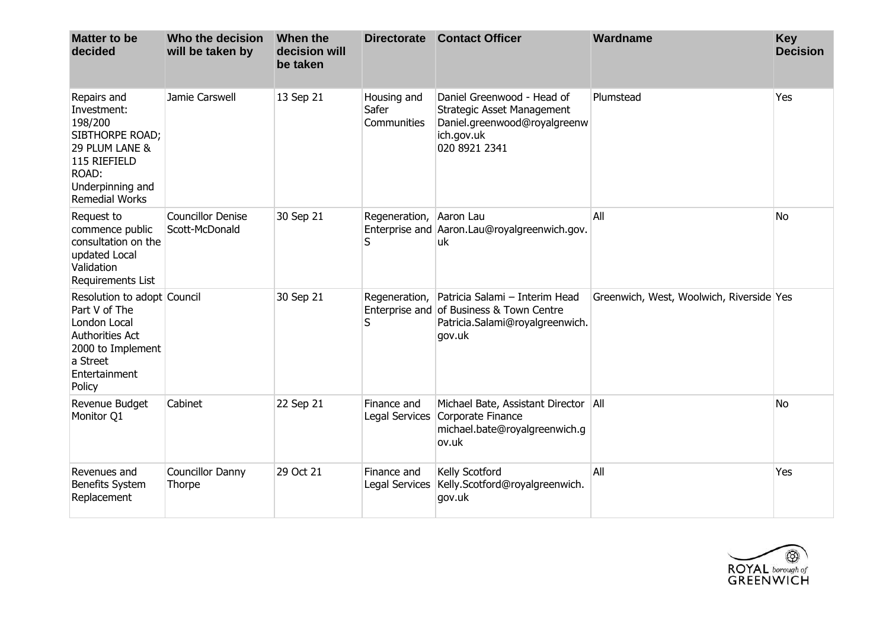| Matter to be decided | Who the decision will be taken by | When the decision will be taken | Directorate | Contact Officer | Wardname | Key Decision |
|---|---|---|---|---|---|---|
| Repairs and Investment: 198/200 SIBTHORPE ROAD; 29 PLUM LANE & 115 RIEFIELD ROAD: Underpinning and Remedial Works | Jamie Carswell | 13 Sep 21 | Housing and Safer Communities | Daniel Greenwood - Head of Strategic Asset Management Daniel.greenwood@royalgreenwich.gov.uk 020 8921 2341 | Plumstead | Yes |
| Request to commence public consultation on the updated Local Validation Requirements List | Councillor Denise Scott-McDonald | 30 Sep 21 | Regeneration, Enterprise and S | Aaron Lau Aaron.Lau@royalgreenwich.gov.uk | All | No |
| Resolution to adopt Part V of The London Local Authorities Act 2000 to Implement a Street Entertainment Policy | Council | 30 Sep 21 | Regeneration, Enterprise and S | Patricia Salami – Interim Head of Business & Town Centre Patricia.Salami@royalgreenwich.gov.uk | Greenwich, West, Woolwich, Riverside | Yes |
| Revenue Budget Monitor Q1 | Cabinet | 22 Sep 21 | Finance and Legal Services | Michael Bate, Assistant Director Corporate Finance michael.bate@royalgreenwich.gov.uk | All | No |
| Revenues and Benefits System Replacement | Councillor Danny Thorpe | 29 Oct 21 | Finance and Legal Services | Kelly Scotford Kelly.Scotford@royalgreenwich.gov.uk | All | Yes |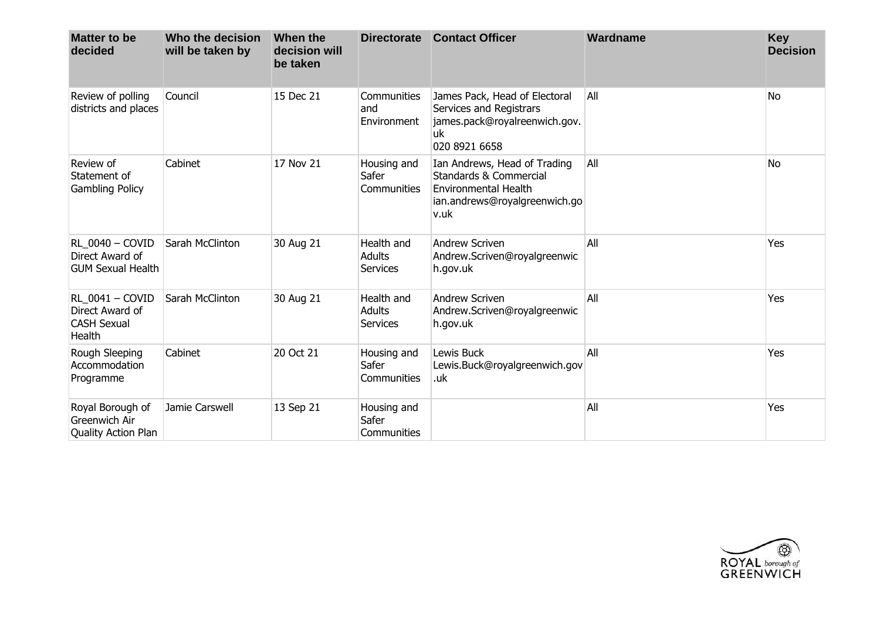| Matter to be decided | Who the decision will be taken by | When the decision will be taken | Directorate | Contact Officer | Wardname | Key Decision |
|---|---|---|---|---|---|---|
| Review of polling districts and places | Council | 15 Dec 21 | Communities and Environment | James Pack, Head of Electoral Services and Registrars james.pack@royalreenwich.gov.uk 020 8921 6658 | All | No |
| Review of Statement of Gambling Policy | Cabinet | 17 Nov 21 | Housing and Safer Communities | Ian Andrews, Head of Trading Standards & Commercial Environmental Health ian.andrews@royalgreenwich.gov.uk | All | No |
| RL_0040 – COVID Direct Award of GUM Sexual Health | Sarah McClinton | 30 Aug 21 | Health and Adults Services | Andrew Scriven Andrew.Scriven@royalgreenwich.gov.uk | All | Yes |
| RL_0041 – COVID Direct Award of CASH Sexual Health | Sarah McClinton | 30 Aug 21 | Health and Adults Services | Andrew Scriven Andrew.Scriven@royalgreenwich.gov.uk | All | Yes |
| Rough Sleeping Accommodation Programme | Cabinet | 20 Oct 21 | Housing and Safer Communities | Lewis Buck Lewis.Buck@royalgreenwich.gov.uk | All | Yes |
| Royal Borough of Greenwich Air Quality Action Plan | Jamie Carswell | 13 Sep 21 | Housing and Safer Communities | | All | Yes |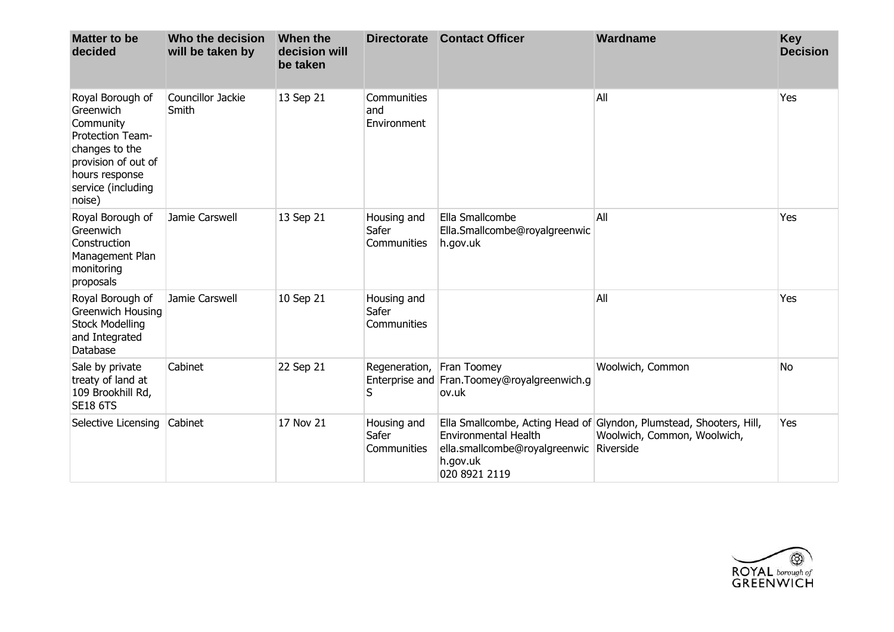| Matter to be decided | Who the decision will be taken by | When the decision will be taken | Directorate | Contact Officer | Wardname | Key Decision |
|---|---|---|---|---|---|---|
| Royal Borough of Greenwich Community Protection Team- changes to the provision of out of hours response service (including noise) | Councillor Jackie Smith | 13 Sep 21 | Communities and Environment | | All | Yes |
| Royal Borough of Greenwich Construction Management Plan monitoring proposals | Jamie Carswell | 13 Sep 21 | Housing and Safer Communities | Ella Smallcombe Ella.Smallcombe@royalgreenwich.gov.uk | All | Yes |
| Royal Borough of Greenwich Housing Stock Modelling and Integrated Database | Jamie Carswell | 10 Sep 21 | Housing and Safer Communities | | All | Yes |
| Sale by private treaty of land at 109 Brookhill Rd, SE18 6TS | Cabinet | 22 Sep 21 | Regeneration, Enterprise and S | Fran Toomey Fran.Toomey@royalgreenwich.gov.uk | Woolwich, Common | No |
| Selective Licensing | Cabinet | 17 Nov 21 | Housing and Safer Communities | Ella Smallcombe, Acting Head of Environmental Health ella.smallcombe@royalgreenwich.gov.uk 020 8921 2119 | Glyndon, Plumstead, Shooters, Hill, Woolwich, Common, Woolwich, Riverside | Yes |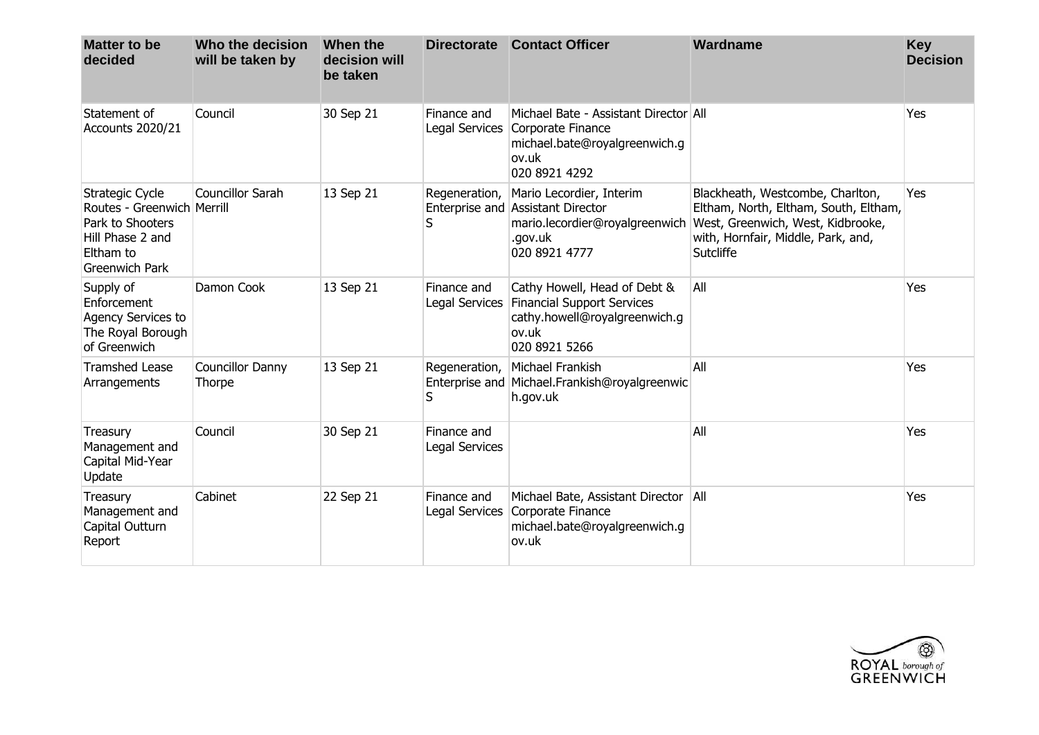| Matter to be decided | Who the decision will be taken by | When the decision will be taken | Directorate | Contact Officer | Wardname | Key Decision |
|---|---|---|---|---|---|---|
| Statement of Accounts 2020/21 | Council | 30 Sep 21 | Finance and Legal Services | Michael Bate - Assistant Director Corporate Finance michael.bate@royalgreenwich.gov.uk 020 8921 4292 | All | Yes |
| Strategic Cycle Routes - Greenwich Park to Shooters Hill Phase 2 and Eltham to Greenwich Park | Councillor Sarah Merrill | 13 Sep 21 | Regeneration, Enterprise and S | Mario Lecordier, Interim Assistant Director mario.lecordier@royalgreenwich.gov.uk 020 8921 4777 | Blackheath, Westcombe, Charlton, Eltham, North, Eltham, South, Eltham, West, Greenwich, West, Kidbrooke, with, Hornfair, Middle, Park, and, Sutcliffe | Yes |
| Supply of Enforcement Agency Services to The Royal Borough of Greenwich | Damon Cook | 13 Sep 21 | Finance and Legal Services | Cathy Howell, Head of Debt & Financial Support Services cathy.howell@royalgreenwich.gov.uk 020 8921 5266 | All | Yes |
| Tramshed Lease Arrangements | Councillor Danny Thorpe | 13 Sep 21 | Regeneration, Enterprise and S | Michael Frankish Michael.Frankish@royalgreenwich.gov.uk | All | Yes |
| Treasury Management and Capital Mid-Year Update | Council | 30 Sep 21 | Finance and Legal Services | | All | Yes |
| Treasury Management and Capital Outturn Report | Cabinet | 22 Sep 21 | Finance and Legal Services | Michael Bate, Assistant Director Corporate Finance michael.bate@royalgreenwich.gov.uk | All | Yes |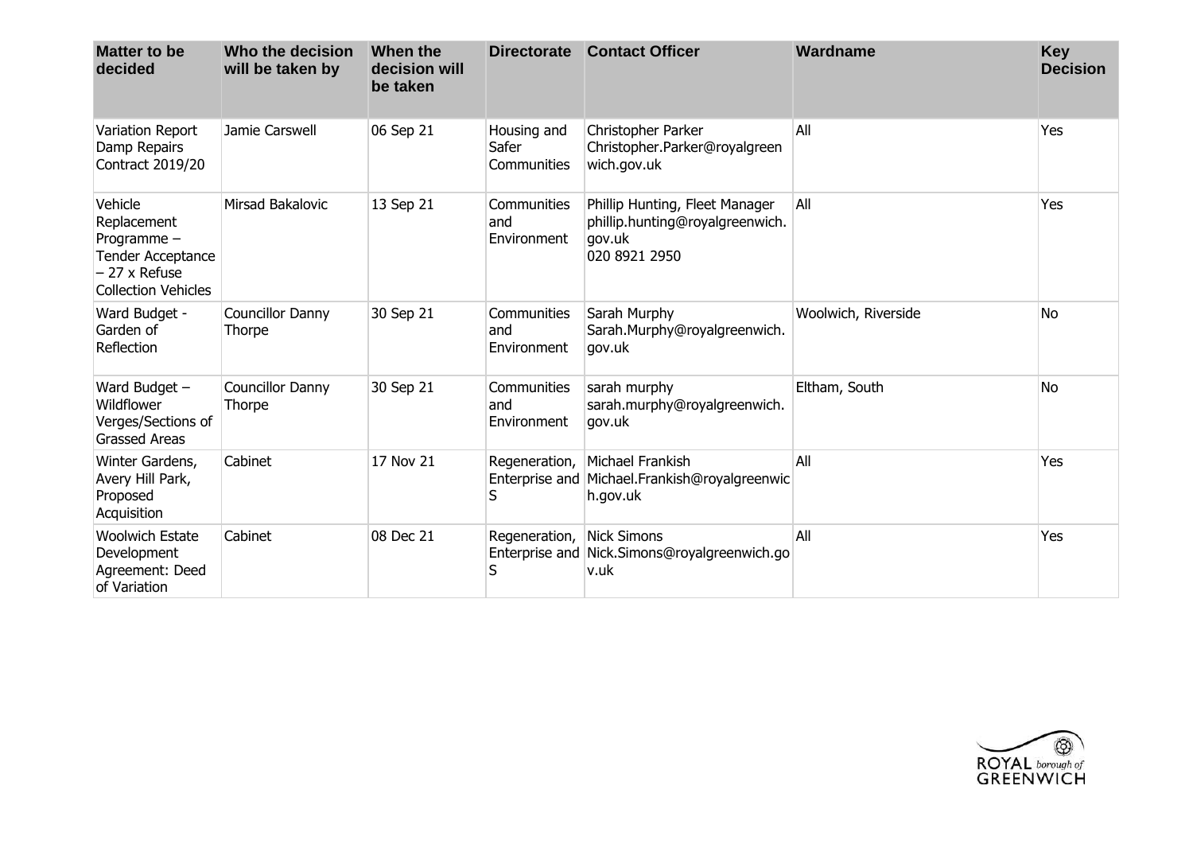| Matter to be decided | Who the decision will be taken by | When the decision will be taken | Directorate | Contact Officer | Wardname | Key Decision |
|---|---|---|---|---|---|---|
| Variation Report Damp Repairs Contract 2019/20 | Jamie Carswell | 06 Sep 21 | Housing and Safer Communities | Christopher Parker Christopher.Parker@royalgreenwich.gov.uk | All | Yes |
| Vehicle Replacement Programme – Tender Acceptance – 27 x Refuse Collection Vehicles | Mirsad Bakalovic | 13 Sep 21 | Communities and Environment | Phillip Hunting, Fleet Manager phillip.hunting@royalgreenwich.gov.uk 020 8921 2950 | All | Yes |
| Ward Budget - Garden of Reflection | Councillor Danny Thorpe | 30 Sep 21 | Communities and Environment | Sarah Murphy Sarah.Murphy@royalgreenwich.gov.uk | Woolwich, Riverside | No |
| Ward Budget – Wildflower Verges/Sections of Grassed Areas | Councillor Danny Thorpe | 30 Sep 21 | Communities and Environment | sarah murphy sarah.murphy@royalgreenwich.gov.uk | Eltham, South | No |
| Winter Gardens, Avery Hill Park, Proposed Acquisition | Cabinet | 17 Nov 21 | Regeneration, Enterprise and S | Michael Frankish Michael.Frankish@royalgreenwich.gov.uk | All | Yes |
| Woolwich Estate Development Agreement: Deed of Variation | Cabinet | 08 Dec 21 | Regeneration, Enterprise and S | Nick Simons Nick.Simons@royalgreenwich.gov.uk | All | Yes |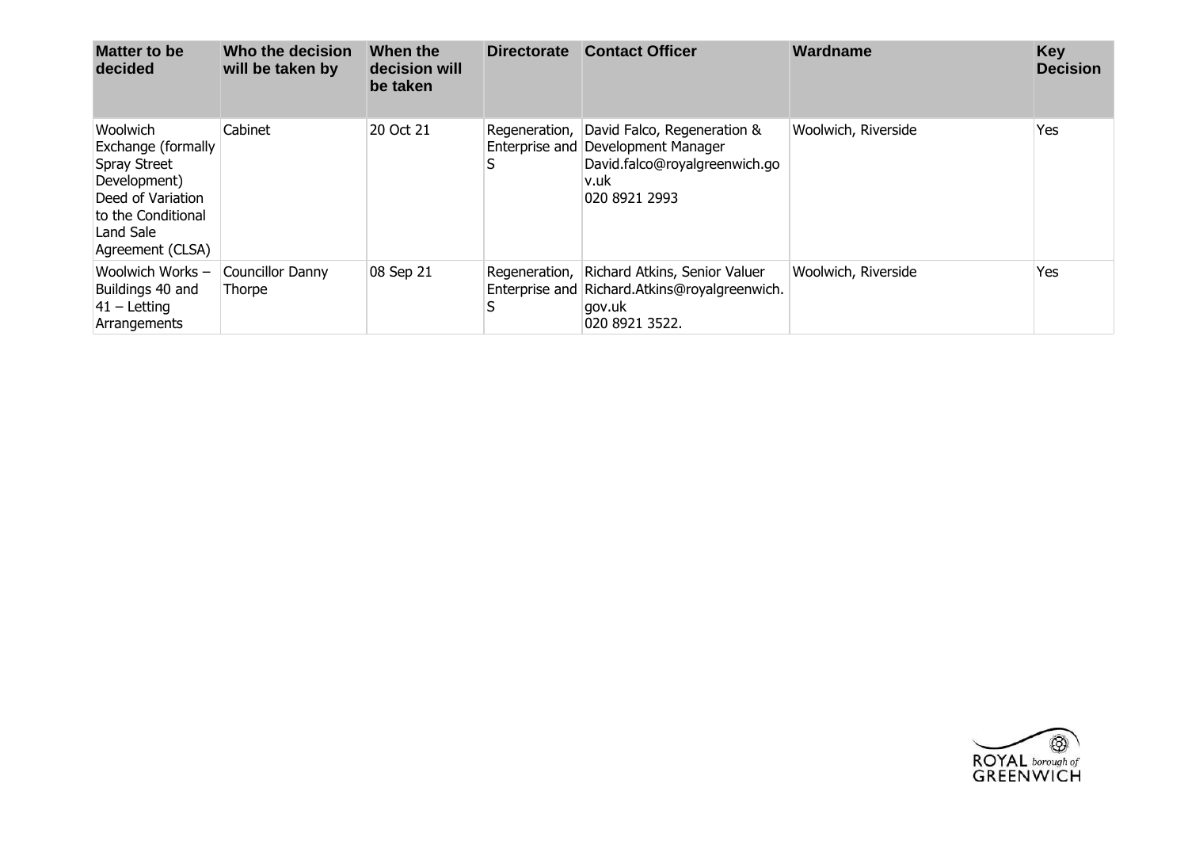| Matter to be decided | Who the decision will be taken by | When the decision will be taken | Directorate | Contact Officer | Wardname | Key Decision |
|---|---|---|---|---|---|---|
| Woolwich Exchange (formally Spray Street Development) Deed of Variation to the Conditional Land Sale Agreement (CLSA) | Cabinet | 20 Oct 21 | Regeneration, Enterprise and S | David Falco, Regeneration & Development Manager David.falco@royalgreenwich.gov.uk 020 8921 2993 | Woolwich, Riverside | Yes |
| Woolwich Works – Buildings 40 and 41 – Letting Arrangements | Councillor Danny Thorpe | 08 Sep 21 | Regeneration, Enterprise and S | Richard Atkins, Senior Valuer Richard.Atkins@royalgreenwich.gov.uk 020 8921 3522. | Woolwich, Riverside | Yes |

ROYAL borough of GREENWICH